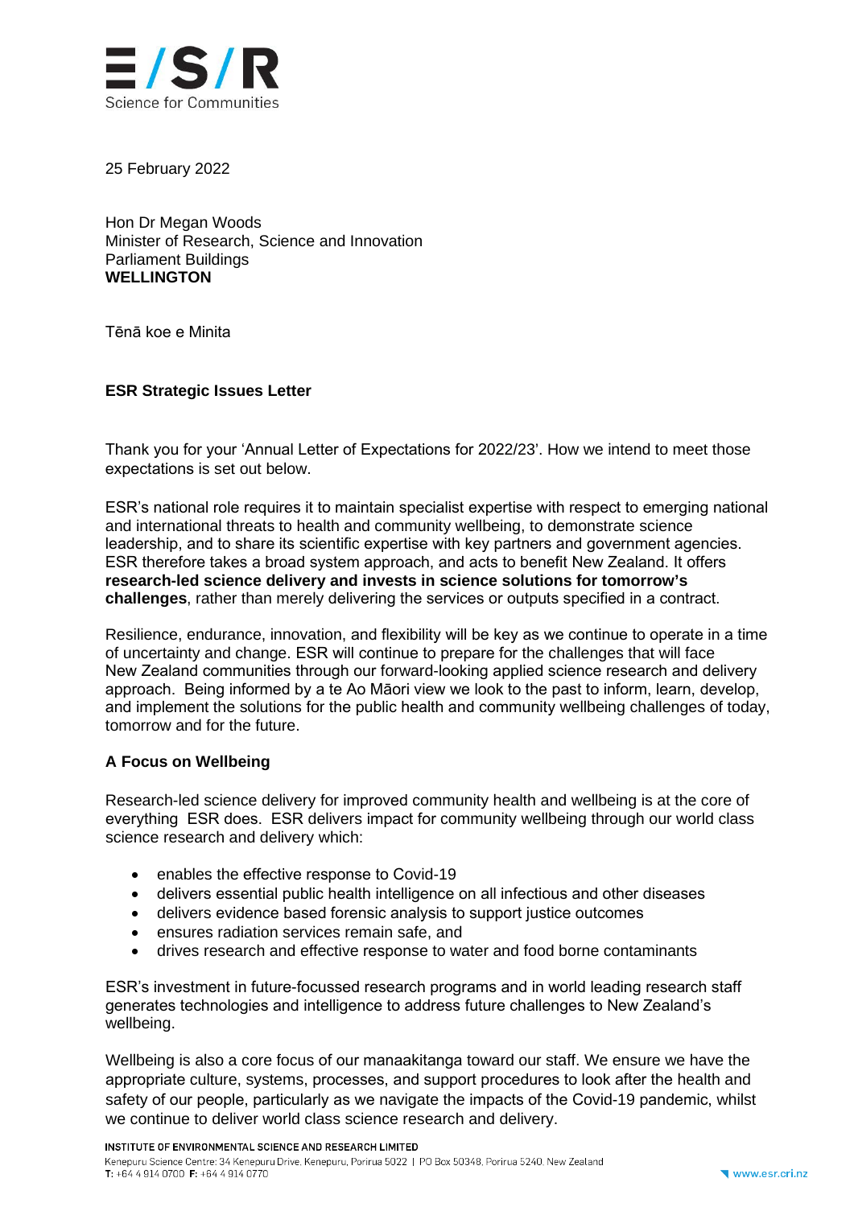25 February 2022

Hon Dr Megan Woods
Minister of Research, Science and Innovation
Parliament Buildings
**WELLINGTON**

Tēnā koe e Minita

**ESR Strategic Issues Letter**

Thank you for your 'Annual Letter of Expectations for 2022/23'. How we intend to meet those expectations is set out below.

ESR's national role requires it to maintain specialist expertise with respect to emerging national and international threats to health and community wellbeing, to demonstrate science leadership, and to share its scientific expertise with key partners and government agencies. ESR therefore takes a broad system approach, and acts to benefit New Zealand. It offers **research-led science delivery and invests in science solutions for tomorrow's challenges**, rather than merely delivering the services or outputs specified in a contract.

Resilience, endurance, innovation, and flexibility will be key as we continue to operate in a time of uncertainty and change. ESR will continue to prepare for the challenges that will face New Zealand communities through our forward-looking applied science research and delivery approach. Being informed by a te Ao Māori view we look to the past to inform, learn, develop, and implement the solutions for the public health and community wellbeing challenges of today, tomorrow and for the future.

**A Focus on Wellbeing**

Research-led science delivery for improved community health and wellbeing is at the core of everything ESR does. ESR delivers impact for community wellbeing through our world class science research and delivery which:

- enables the effective response to Covid-19
- delivers essential public health intelligence on all infectious and other diseases
- delivers evidence based forensic analysis to support justice outcomes
- ensures radiation services remain safe, and
- drives research and effective response to water and food borne contaminants

ESR's investment in future-focussed research programs and in world leading research staff generates technologies and intelligence to address future challenges to New Zealand's wellbeing.

Wellbeing is also a core focus of our manaakitanga toward our staff. We ensure we have the appropriate culture, systems, processes, and support procedures to look after the health and safety of our people, particularly as we navigate the impacts of the Covid-19 pandemic, whilst we continue to deliver world class science research and delivery.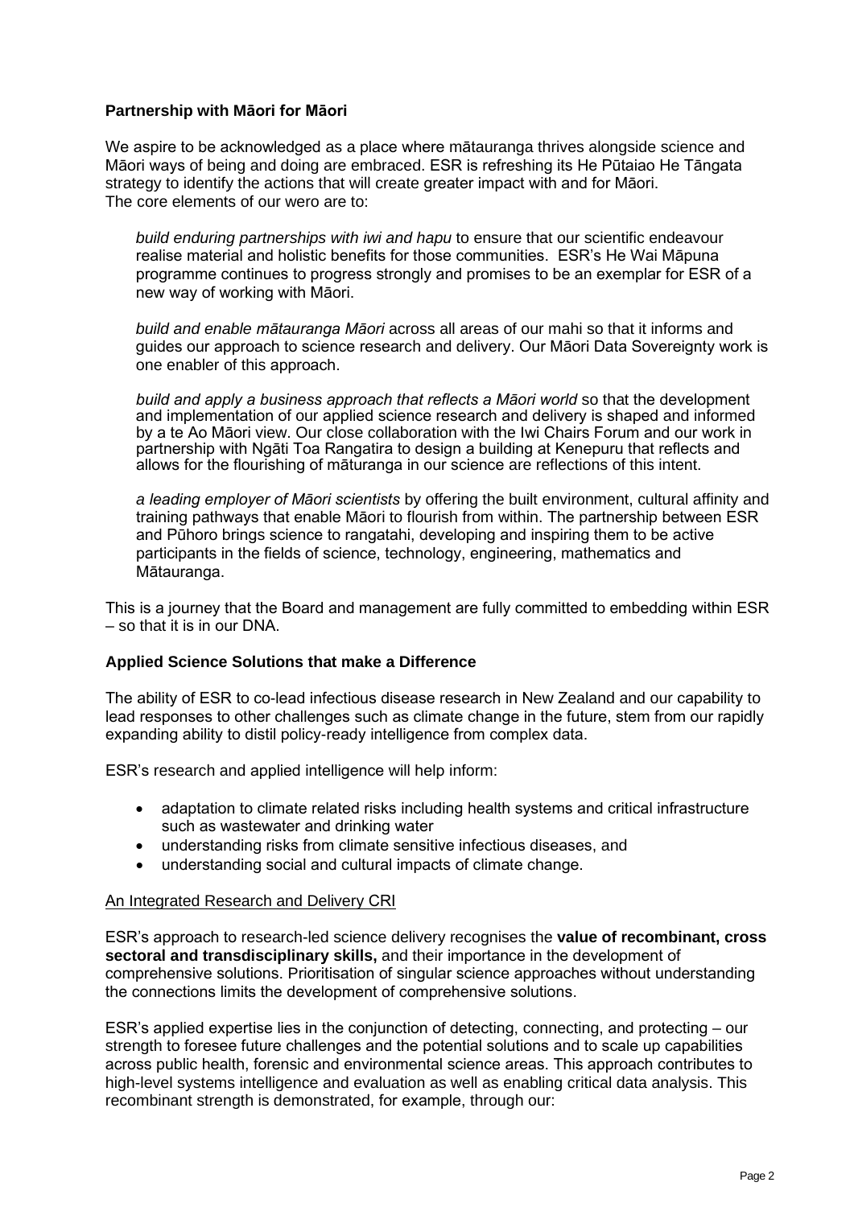**Partnership with Māori for Māori**

We aspire to be acknowledged as a place where mātauranga thrives alongside science and Māori ways of being and doing are embraced. ESR is refreshing its He Pūtaiao He Tāngata strategy to identify the actions that will create greater impact with and for Māori. The core elements of our wero are to:

*build enduring partnerships with iwi and hapu* to ensure that our scientific endeavour realise material and holistic benefits for those communities. ESR's He Wai Māpuna programme continues to progress strongly and promises to be an exemplar for ESR of a new way of working with Māori.

*build and enable mātauranga Māori* across all areas of our mahi so that it informs and guides our approach to science research and delivery. Our Māori Data Sovereignty work is one enabler of this approach.

*build and apply a business approach that reflects a Māori world* so that the development and implementation of our applied science research and delivery is shaped and informed by a te Ao Māori view. Our close collaboration with the Iwi Chairs Forum and our work in partnership with Ngāti Toa Rangatira to design a building at Kenepuru that reflects and allows for the flourishing of māturanga in our science are reflections of this intent.

*a leading employer of Māori scientists* by offering the built environment, cultural affinity and training pathways that enable Māori to flourish from within. The partnership between ESR and Pūhoro brings science to rangatahi, developing and inspiring them to be active participants in the fields of science, technology, engineering, mathematics and Mātauranga.

This is a journey that the Board and management are fully committed to embedding within ESR – so that it is in our DNA.

**Applied Science Solutions that make a Difference**

The ability of ESR to co-lead infectious disease research in New Zealand and our capability to lead responses to other challenges such as climate change in the future, stem from our rapidly expanding ability to distil policy-ready intelligence from complex data.

ESR's research and applied intelligence will help inform:

- adaptation to climate related risks including health systems and critical infrastructure such as wastewater and drinking water
- understanding risks from climate sensitive infectious diseases, and
- understanding social and cultural impacts of climate change.

An Integrated Research and Delivery CRI

ESR's approach to research-led science delivery recognises the **value of recombinant, cross sectoral and transdisciplinary skills,** and their importance in the development of comprehensive solutions. Prioritisation of singular science approaches without understanding the connections limits the development of comprehensive solutions.

ESR's applied expertise lies in the conjunction of detecting, connecting, and protecting – our strength to foresee future challenges and the potential solutions and to scale up capabilities across public health, forensic and environmental science areas. This approach contributes to high-level systems intelligence and evaluation as well as enabling critical data analysis. This recombinant strength is demonstrated, for example, through our: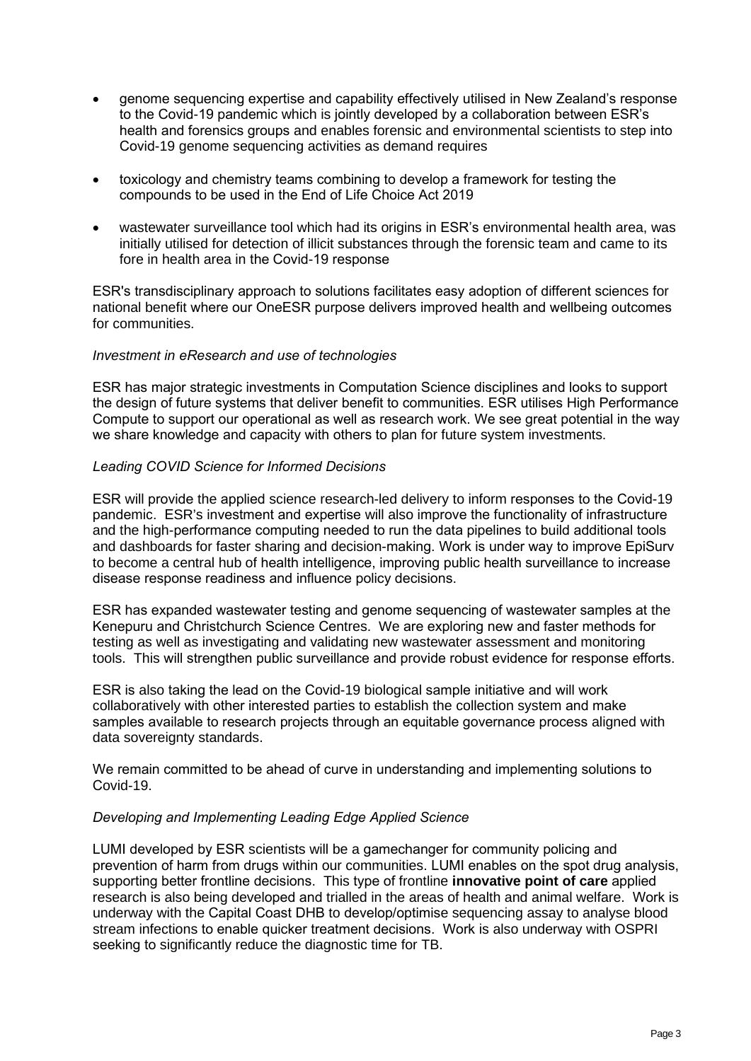- genome sequencing expertise and capability effectively utilised in New Zealand's response to the Covid-19 pandemic which is jointly developed by a collaboration between ESR's health and forensics groups and enables forensic and environmental scientists to step into Covid-19 genome sequencing activities as demand requires

- toxicology and chemistry teams combining to develop a framework for testing the compounds to be used in the End of Life Choice Act 2019

- wastewater surveillance tool which had its origins in ESR's environmental health area, was initially utilised for detection of illicit substances through the forensic team and came to its fore in health area in the Covid-19 response

ESR's transdisciplinary approach to solutions facilitates easy adoption of different sciences for national benefit where our OneESR purpose delivers improved health and wellbeing outcomes for communities.

*Investment in eResearch and use of technologies*

ESR has major strategic investments in Computation Science disciplines and looks to support the design of future systems that deliver benefit to communities. ESR utilises High Performance Compute to support our operational as well as research work. We see great potential in the way we share knowledge and capacity with others to plan for future system investments.

*Leading COVID Science for Informed Decisions*

ESR will provide the applied science research-led delivery to inform responses to the Covid-19 pandemic. ESR's investment and expertise will also improve the functionality of infrastructure and the high-performance computing needed to run the data pipelines to build additional tools and dashboards for faster sharing and decision-making. Work is under way to improve EpiSurv to become a central hub of health intelligence, improving public health surveillance to increase disease response readiness and influence policy decisions.

ESR has expanded wastewater testing and genome sequencing of wastewater samples at the Kenepuru and Christchurch Science Centres. We are exploring new and faster methods for testing as well as investigating and validating new wastewater assessment and monitoring tools. This will strengthen public surveillance and provide robust evidence for response efforts.

ESR is also taking the lead on the Covid-19 biological sample initiative and will work collaboratively with other interested parties to establish the collection system and make samples available to research projects through an equitable governance process aligned with data sovereignty standards.

We remain committed to be ahead of curve in understanding and implementing solutions to Covid-19.

*Developing and Implementing Leading Edge Applied Science*

LUMI developed by ESR scientists will be a gamechanger for community policing and prevention of harm from drugs within our communities. LUMI enables on the spot drug analysis, supporting better frontline decisions. This type of frontline **innovative point of care** applied research is also being developed and trialled in the areas of health and animal welfare. Work is underway with the Capital Coast DHB to develop/optimise sequencing assay to analyse blood stream infections to enable quicker treatment decisions. Work is also underway with OSPRI seeking to significantly reduce the diagnostic time for TB.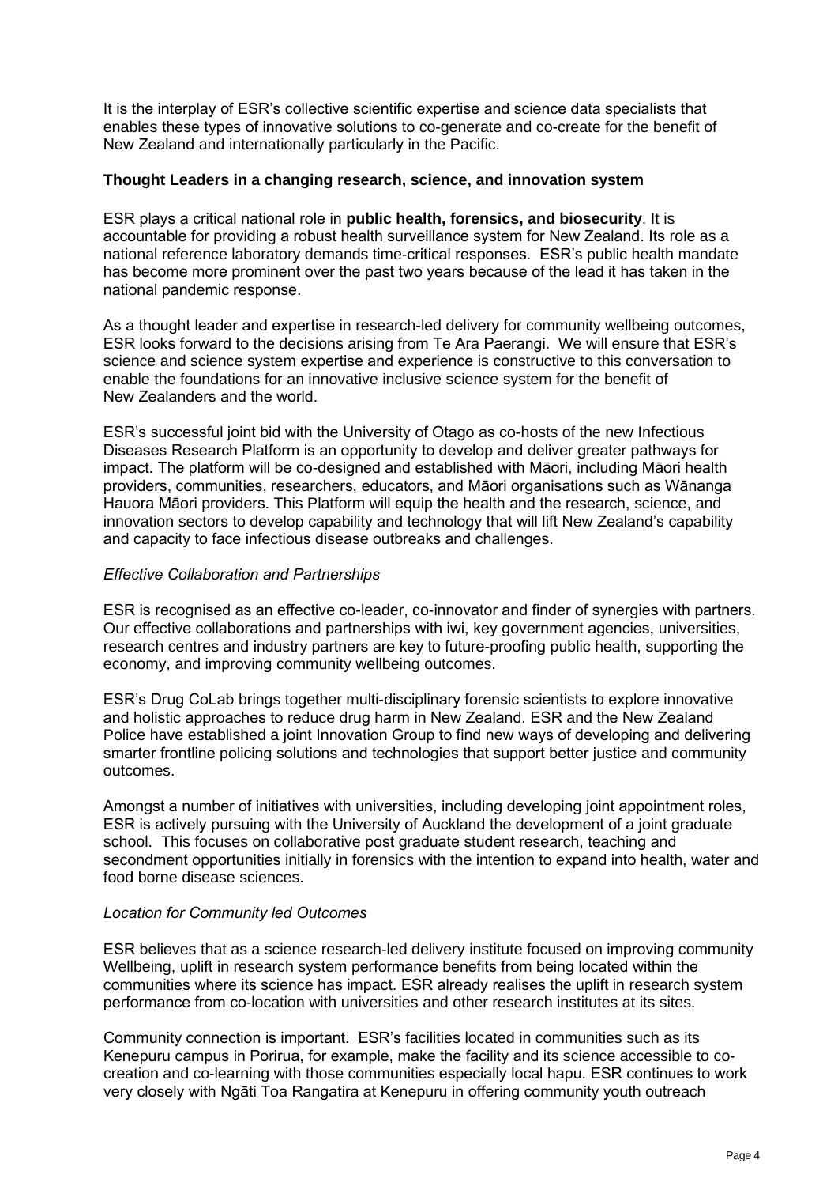It is the interplay of ESR's collective scientific expertise and science data specialists that enables these types of innovative solutions to co-generate and co-create for the benefit of New Zealand and internationally particularly in the Pacific.

**Thought Leaders in a changing research, science, and innovation system**

ESR plays a critical national role in **public health, forensics, and biosecurity**. It is accountable for providing a robust health surveillance system for New Zealand. Its role as a national reference laboratory demands time-critical responses. ESR's public health mandate has become more prominent over the past two years because of the lead it has taken in the national pandemic response.

As a thought leader and expertise in research-led delivery for community wellbeing outcomes, ESR looks forward to the decisions arising from Te Ara Paerangi. We will ensure that ESR's science and science system expertise and experience is constructive to this conversation to enable the foundations for an innovative inclusive science system for the benefit of New Zealanders and the world.

ESR's successful joint bid with the University of Otago as co-hosts of the new Infectious Diseases Research Platform is an opportunity to develop and deliver greater pathways for impact. The platform will be co-designed and established with Māori, including Māori health providers, communities, researchers, educators, and Māori organisations such as Wānanga Hauora Māori providers. This Platform will equip the health and the research, science, and innovation sectors to develop capability and technology that will lift New Zealand's capability and capacity to face infectious disease outbreaks and challenges.

*Effective Collaboration and Partnerships*

ESR is recognised as an effective co-leader, co-innovator and finder of synergies with partners. Our effective collaborations and partnerships with iwi, key government agencies, universities, research centres and industry partners are key to future-proofing public health, supporting the economy, and improving community wellbeing outcomes.

ESR's Drug CoLab brings together multi-disciplinary forensic scientists to explore innovative and holistic approaches to reduce drug harm in New Zealand. ESR and the New Zealand Police have established a joint Innovation Group to find new ways of developing and delivering smarter frontline policing solutions and technologies that support better justice and community outcomes.

Amongst a number of initiatives with universities, including developing joint appointment roles, ESR is actively pursuing with the University of Auckland the development of a joint graduate school. This focuses on collaborative post graduate student research, teaching and secondment opportunities initially in forensics with the intention to expand into health, water and food borne disease sciences.

*Location for Community led Outcomes*

ESR believes that as a science research-led delivery institute focused on improving community Wellbeing, uplift in research system performance benefits from being located within the communities where its science has impact. ESR already realises the uplift in research system performance from co-location with universities and other research institutes at its sites.

Community connection is important. ESR's facilities located in communities such as its Kenepuru campus in Porirua, for example, make the facility and its science accessible to co-creation and co-learning with those communities especially local hapu. ESR continues to work very closely with Ngāti Toa Rangatira at Kenepuru in offering community youth outreach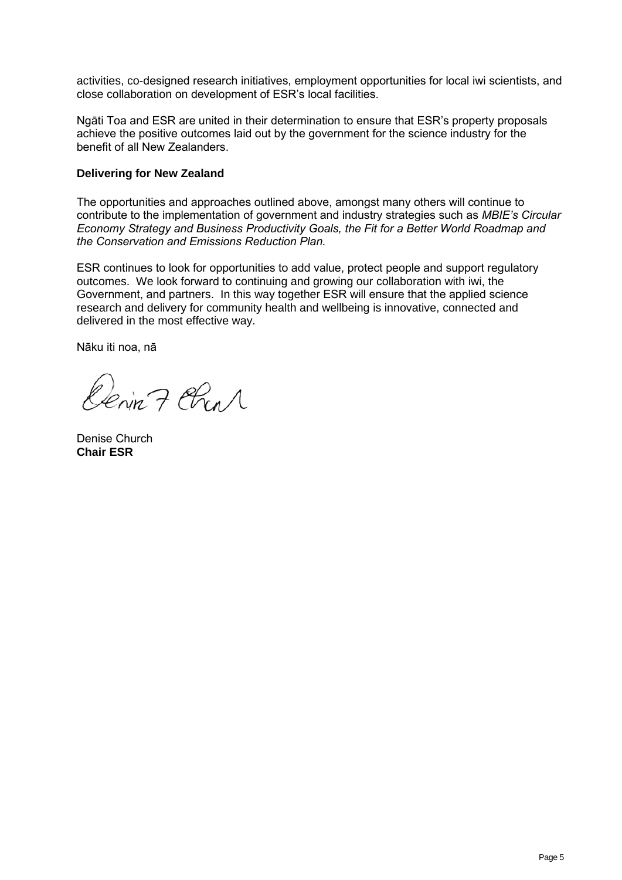activities, co-designed research initiatives, employment opportunities for local iwi scientists, and close collaboration on development of ESR's local facilities.

Ngāti Toa and ESR are united in their determination to ensure that ESR's property proposals achieve the positive outcomes laid out by the government for the science industry for the benefit of all New Zealanders.

**Delivering for New Zealand**

The opportunities and approaches outlined above, amongst many others will continue to contribute to the implementation of government and industry strategies such as *MBIE's Circular Economy Strategy and Business Productivity Goals, the Fit for a Better World Roadmap and the Conservation and Emissions Reduction Plan.*

ESR continues to look for opportunities to add value, protect people and support regulatory outcomes. We look forward to continuing and growing our collaboration with iwi, the Government, and partners. In this way together ESR will ensure that the applied science research and delivery for community health and wellbeing is innovative, connected and delivered in the most effective way.

Nāku iti noa, nā

Denise Church
**Chair ESR**